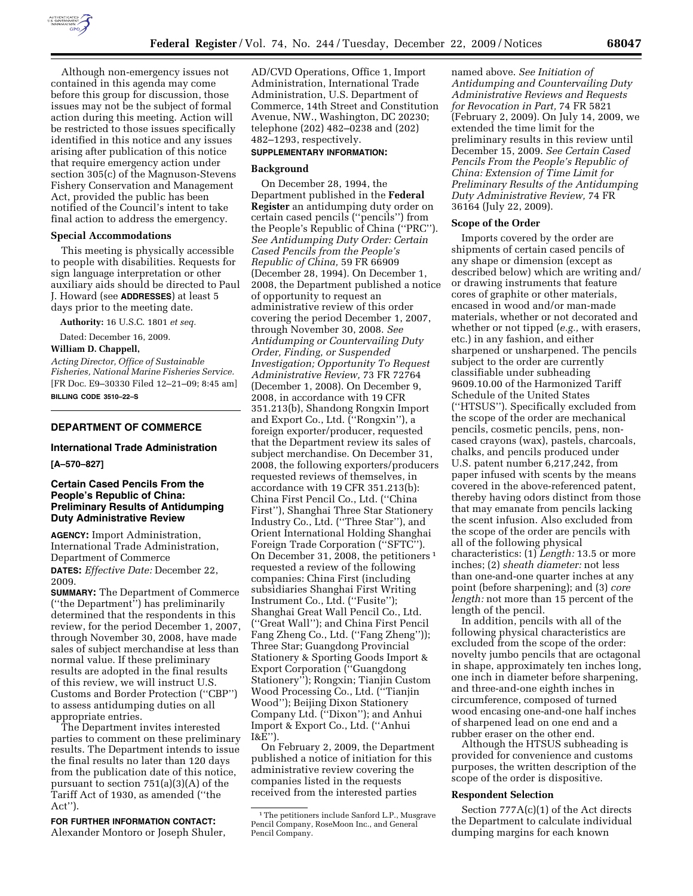Although non-emergency issues not contained in this agenda may come before this group for discussion, those issues may not be the subject of formal action during this meeting. Action will be restricted to those issues specifically identified in this notice and any issues arising after publication of this notice that require emergency action under section 305(c) of the Magnuson-Stevens Fishery Conservation and Management Act, provided the public has been notified of the Council's intent to take final action to address the emergency.

### Special Accommodations

This meeting is physically accessible to people with disabilities. Requests for sign language interpretation or other auxiliary aids should be directed to Paul J. Howard (see **ADDRESSES**) at least 5 days prior to the meeting date.

**Authority:** 16 U.S.C. 1801 *et seq.*

Dated: December 16, 2009.

**William D. Chappell,**

*Acting Director, Office of Sustainable Fisheries, National Marine Fisheries Service.*

[FR Doc. E9–30330 Filed 12–21–09; 8:45 am]

**BILLING CODE 3510–22–S**

---

## DEPARTMENT OF COMMERCE

### International Trade Administration

**[A–570–827]**

### Certain Cased Pencils From the People's Republic of China: Preliminary Results of Antidumping Duty Administrative Review

**AGENCY:** Import Administration, International Trade Administration, Department of Commerce

**DATES:** *Effective Date:* December 22, 2009.

**SUMMARY:** The Department of Commerce (''the Department'') has preliminarily determined that the respondents in this review, for the period December 1, 2007, through November 30, 2008, have made sales of subject merchandise at less than normal value. If these preliminary results are adopted in the final results of this review, we will instruct U.S. Customs and Border Protection (''CBP'') to assess antidumping duties on all appropriate entries.

The Department invites interested parties to comment on these preliminary results. The Department intends to issue the final results no later than 120 days from the publication date of this notice, pursuant to section 751(a)(3)(A) of the Tariff Act of 1930, as amended (''the Act'').

**FOR FURTHER INFORMATION CONTACT:** Alexander Montoro or Joseph Shuler, AD/CVD Operations, Office 1, Import Administration, International Trade Administration, U.S. Department of Commerce, 14th Street and Constitution Avenue, NW., Washington, DC 20230; telephone (202) 482–0238 and (202) 482–1293, respectively.

**SUPPLEMENTARY INFORMATION:**

### Background

On December 28, 1994, the Department published in the **Federal Register** an antidumping duty order on certain cased pencils (''pencils'') from the People's Republic of China (''PRC''). *See Antidumping Duty Order: Certain Cased Pencils from the People's Republic of China,* 59 FR 66909 (December 28, 1994). On December 1, 2008, the Department published a notice of opportunity to request an administrative review of this order covering the period December 1, 2007, through November 30, 2008. *See Antidumping or Countervailing Duty Order, Finding, or Suspended Investigation; Opportunity To Request Administrative Review,* 73 FR 72764 (December 1, 2008). On December 9, 2008, in accordance with 19 CFR 351.213(b), Shandong Rongxin Import and Export Co., Ltd. (''Rongxin''), a foreign exporter/producer, requested that the Department review its sales of subject merchandise. On December 31, 2008, the following exporters/producers requested reviews of themselves, in accordance with 19 CFR 351.213(b): China First Pencil Co., Ltd. (''China First''), Shanghai Three Star Stationery Industry Co., Ltd. (''Three Star''), and Orient International Holding Shanghai Foreign Trade Corporation (''SFTC''). On December 31, 2008, the petitioners [1] requested a review of the following companies: China First (including subsidiaries Shanghai First Writing Instrument Co., Ltd. (''Fusite''); Shanghai Great Wall Pencil Co., Ltd. (''Great Wall''); and China First Pencil Fang Zheng Co., Ltd. (''Fang Zheng'')); Three Star; Guangdong Provincial Stationery & Sporting Goods Import & Export Corporation (''Guangdong Stationery''); Rongxin; Tianjin Custom Wood Processing Co., Ltd. (''Tianjin Wood''); Beijing Dixon Stationery Company Ltd. (''Dixon''); and Anhui Import & Export Co., Ltd. (''Anhui I&E'').

On February 2, 2009, the Department published a notice of initiation for this administrative review covering the companies listed in the requests received from the interested parties named above. *See Initiation of Antidumping and Countervailing Duty Administrative Reviews and Requests for Revocation in Part,* 74 FR 5821 (February 2, 2009). On July 14, 2009, we extended the time limit for the preliminary results in this review until December 15, 2009. *See Certain Cased Pencils From the People's Republic of China: Extension of Time Limit for Preliminary Results of the Antidumping Duty Administrative Review,* 74 FR 36164 (July 22, 2009).

### Scope of the Order

Imports covered by the order are shipments of certain cased pencils of any shape or dimension (except as described below) which are writing and/or drawing instruments that feature cores of graphite or other materials, encased in wood and/or man-made materials, whether or not decorated and whether or not tipped (*e.g.,* with erasers, etc.) in any fashion, and either sharpened or unsharpened. The pencils subject to the order are currently classifiable under subheading 9609.10.00 of the Harmonized Tariff Schedule of the United States (''HTSUS''). Specifically excluded from the scope of the order are mechanical pencils, cosmetic pencils, pens, non-cased crayons (wax), pastels, charcoals, chalks, and pencils produced under U.S. patent number 6,217,242, from paper infused with scents by the means covered in the above-referenced patent, thereby having odors distinct from those that may emanate from pencils lacking the scent infusion. Also excluded from the scope of the order are pencils with all of the following physical characteristics: (1) *Length:* 13.5 or more inches; (2) *sheath diameter:* not less than one-and-one quarter inches at any point (before sharpening); and (3) *core length:* not more than 15 percent of the length of the pencil.

In addition, pencils with all of the following physical characteristics are excluded from the scope of the order: novelty jumbo pencils that are octagonal in shape, approximately ten inches long, one inch in diameter before sharpening, and three-and-one eighth inches in circumference, composed of turned wood encasing one-and-one half inches of sharpened lead on one end and a rubber eraser on the other end.

Although the HTSUS subheading is provided for convenience and customs purposes, the written description of the scope of the order is dispositive.

### Respondent Selection

Section 777A(c)(1) of the Act directs the Department to calculate individual dumping margins for each known

---

[1] The petitioners include Sanford L.P., Musgrave Pencil Company, RoseMoon Inc., and General Pencil Company.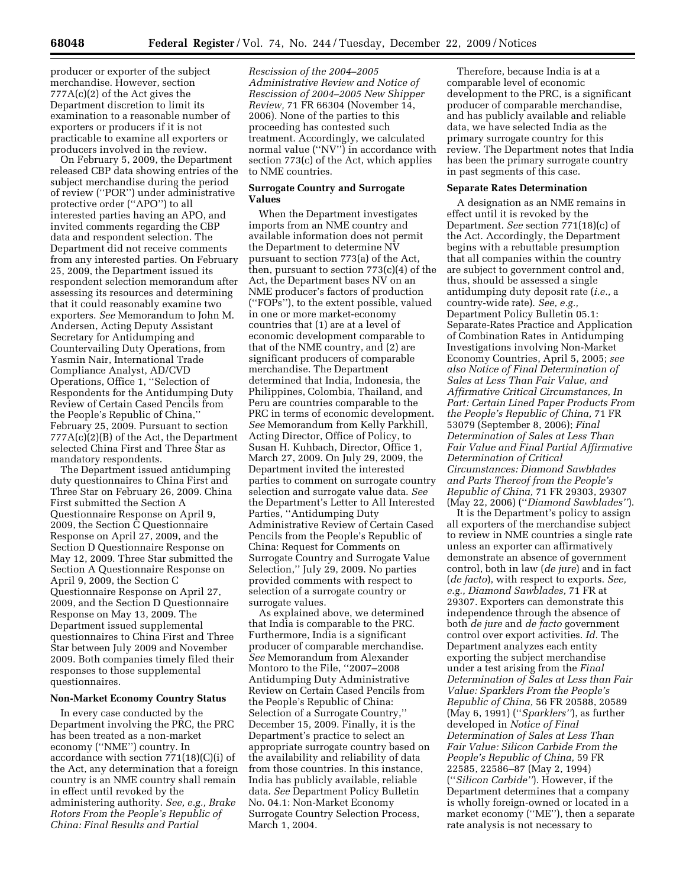producer or exporter of the subject merchandise. However, section 777A(c)(2) of the Act gives the Department discretion to limit its examination to a reasonable number of exporters or producers if it is not practicable to examine all exporters or producers involved in the review.

On February 5, 2009, the Department released CBP data showing entries of the subject merchandise during the period of review (''POR'') under administrative protective order (''APO'') to all interested parties having an APO, and invited comments regarding the CBP data and respondent selection. The Department did not receive comments from any interested parties. On February 25, 2009, the Department issued its respondent selection memorandum after assessing its resources and determining that it could reasonably examine two exporters. *See* Memorandum to John M. Andersen, Acting Deputy Assistant Secretary for Antidumping and Countervailing Duty Operations, from Yasmin Nair, International Trade Compliance Analyst, AD/CVD Operations, Office 1, ''Selection of Respondents for the Antidumping Duty Review of Certain Cased Pencils from the People's Republic of China,'' February 25, 2009. Pursuant to section 777A(c)(2)(B) of the Act, the Department selected China First and Three Star as mandatory respondents.

The Department issued antidumping duty questionnaires to China First and Three Star on February 26, 2009. China First submitted the Section A Questionnaire Response on April 9, 2009, the Section C Questionnaire Response on April 27, 2009, and the Section D Questionnaire Response on May 12, 2009. Three Star submitted the Section A Questionnaire Response on April 9, 2009, the Section C Questionnaire Response on April 27, 2009, and the Section D Questionnaire Response on May 13, 2009. The Department issued supplemental questionnaires to China First and Three Star between July 2009 and November 2009. Both companies timely filed their responses to those supplemental questionnaires.

**Non-Market Economy Country Status**

In every case conducted by the Department involving the PRC, the PRC has been treated as a non-market economy (''NME'') country. In accordance with section 771(18)(C)(i) of the Act, any determination that a foreign country is an NME country shall remain in effect until revoked by the administering authority. *See, e.g., Brake Rotors From the People's Republic of China: Final Results and Partial Rescission of the 2004–2005 Administrative Review and Notice of Rescission of 2004–2005 New Shipper Review,* 71 FR 66304 (November 14, 2006). None of the parties to this proceeding has contested such treatment. Accordingly, we calculated normal value (''NV'') in accordance with section 773(c) of the Act, which applies to NME countries.

**Surrogate Country and Surrogate Values**

When the Department investigates imports from an NME country and available information does not permit the Department to determine NV pursuant to section 773(a) of the Act, then, pursuant to section 773(c)(4) of the Act, the Department bases NV on an NME producer's factors of production (''FOPs''), to the extent possible, valued in one or more market-economy countries that (1) are at a level of economic development comparable to that of the NME country, and (2) are significant producers of comparable merchandise. The Department determined that India, Indonesia, the Philippines, Colombia, Thailand, and Peru are countries comparable to the PRC in terms of economic development. *See* Memorandum from Kelly Parkhill, Acting Director, Office of Policy, to Susan H. Kuhbach, Director, Office 1, March 27, 2009. On July 29, 2009, the Department invited the interested parties to comment on surrogate country selection and surrogate value data. *See* the Department's Letter to All Interested Parties, ''Antidumping Duty Administrative Review of Certain Cased Pencils from the People's Republic of China: Request for Comments on Surrogate Country and Surrogate Value Selection,'' July 29, 2009. No parties provided comments with respect to selection of a surrogate country or surrogate values.

As explained above, we determined that India is comparable to the PRC. Furthermore, India is a significant producer of comparable merchandise. *See* Memorandum from Alexander Montoro to the File, ''2007–2008 Antidumping Duty Administrative Review on Certain Cased Pencils from the People's Republic of China: Selection of a Surrogate Country,'' December 15, 2009. Finally, it is the Department's practice to select an appropriate surrogate country based on the availability and reliability of data from those countries. In this instance, India has publicly available, reliable data. *See* Department Policy Bulletin No. 04.1: Non-Market Economy Surrogate Country Selection Process, March 1, 2004.

Therefore, because India is at a comparable level of economic development to the PRC, is a significant producer of comparable merchandise, and has publicly available and reliable data, we have selected India as the primary surrogate country for this review. The Department notes that India has been the primary surrogate country in past segments of this case.

**Separate Rates Determination**

A designation as an NME remains in effect until it is revoked by the Department. *See* section 771(18)(c) of the Act. Accordingly, the Department begins with a rebuttable presumption that all companies within the country are subject to government control and, thus, should be assessed a single antidumping duty deposit rate (*i.e.,* a country-wide rate). *See, e.g.,* Department Policy Bulletin 05.1: Separate-Rates Practice and Application of Combination Rates in Antidumping Investigations involving Non-Market Economy Countries, April 5, 2005; *see also Notice of Final Determination of Sales at Less Than Fair Value, and Affirmative Critical Circumstances, In Part: Certain Lined Paper Products From the People's Republic of China,* 71 FR 53079 (September 8, 2006); *Final Determination of Sales at Less Than Fair Value and Final Partial Affirmative Determination of Critical Circumstances: Diamond Sawblades and Parts Thereof from the People's Republic of China,* 71 FR 29303, 29307 (May 22, 2006) (''*Diamond Sawblades''*).

It is the Department's policy to assign all exporters of the merchandise subject to review in NME countries a single rate unless an exporter can affirmatively demonstrate an absence of government control, both in law (*de jure*) and in fact (*de facto*), with respect to exports. *See, e.g., Diamond Sawblades,* 71 FR at 29307. Exporters can demonstrate this independence through the absence of both *de jure* and *de facto* government control over export activities. *Id.* The Department analyzes each entity exporting the subject merchandise under a test arising from the *Final Determination of Sales at Less than Fair Value: Sparklers From the People's Republic of China,* 56 FR 20588, 20589 (May 6, 1991) (''*Sparklers''*), as further developed in *Notice of Final Determination of Sales at Less Than Fair Value: Silicon Carbide From the People's Republic of China,* 59 FR 22585, 22586–87 (May 2, 1994) (''*Silicon Carbide''*). However, if the Department determines that a company is wholly foreign-owned or located in a market economy (''ME''), then a separate rate analysis is not necessary to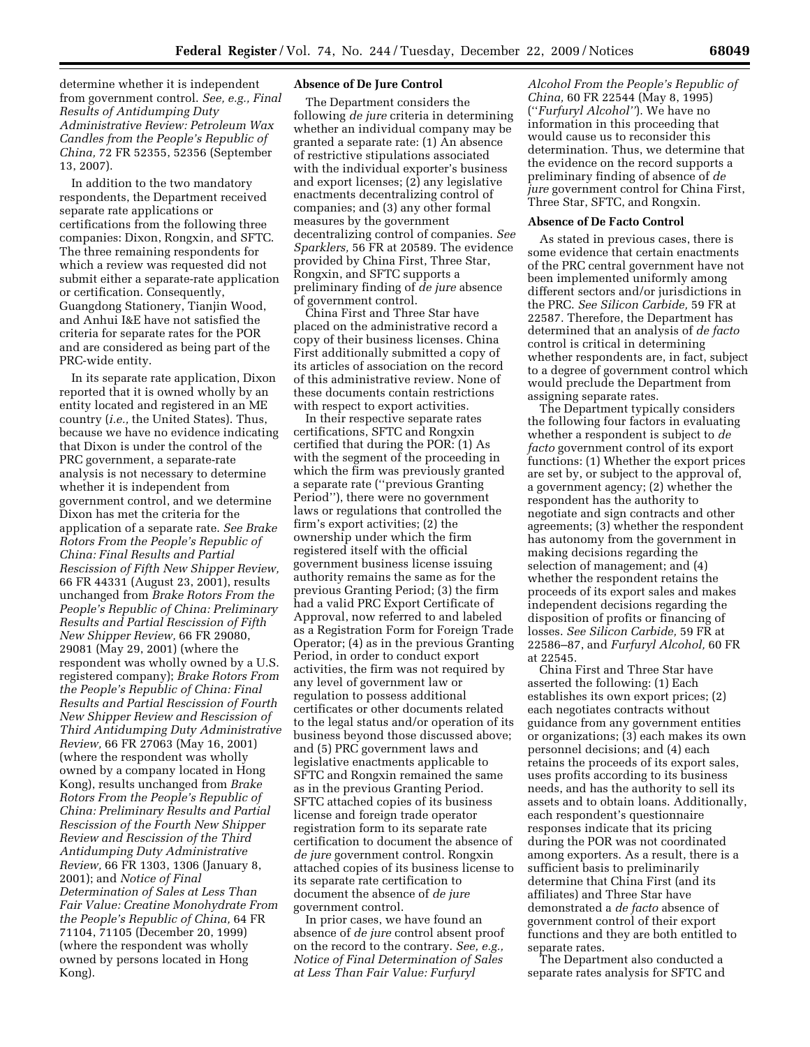determine whether it is independent from government control. *See, e.g., Final Results of Antidumping Duty Administrative Review: Petroleum Wax Candles from the People's Republic of China,* 72 FR 52355, 52356 (September 13, 2007).

In addition to the two mandatory respondents, the Department received separate rate applications or certifications from the following three companies: Dixon, Rongxin, and SFTC. The three remaining respondents for which a review was requested did not submit either a separate-rate application or certification. Consequently, Guangdong Stationery, Tianjin Wood, and Anhui I&E have not satisfied the criteria for separate rates for the POR and are considered as being part of the PRC-wide entity.

In its separate rate application, Dixon reported that it is owned wholly by an entity located and registered in an ME country (*i.e.,* the United States). Thus, because we have no evidence indicating that Dixon is under the control of the PRC government, a separate-rate analysis is not necessary to determine whether it is independent from government control, and we determine Dixon has met the criteria for the application of a separate rate. *See Brake Rotors From the People's Republic of China: Final Results and Partial Rescission of Fifth New Shipper Review,* 66 FR 44331 (August 23, 2001), results unchanged from *Brake Rotors From the People's Republic of China: Preliminary Results and Partial Rescission of Fifth New Shipper Review,* 66 FR 29080, 29081 (May 29, 2001) (where the respondent was wholly owned by a U.S. registered company); *Brake Rotors From the People's Republic of China: Final Results and Partial Rescission of Fourth New Shipper Review and Rescission of Third Antidumping Duty Administrative Review,* 66 FR 27063 (May 16, 2001) (where the respondent was wholly owned by a company located in Hong Kong), results unchanged from *Brake Rotors From the People's Republic of China: Preliminary Results and Partial Rescission of the Fourth New Shipper Review and Rescission of the Third Antidumping Duty Administrative Review,* 66 FR 1303, 1306 (January 8, 2001); and *Notice of Final Determination of Sales at Less Than Fair Value: Creatine Monohydrate From the People's Republic of China,* 64 FR 71104, 71105 (December 20, 1999) (where the respondent was wholly owned by persons located in Hong Kong).

**Absence of De Jure Control**

The Department considers the following *de jure* criteria in determining whether an individual company may be granted a separate rate: (1) An absence of restrictive stipulations associated with the individual exporter's business and export licenses; (2) any legislative enactments decentralizing control of companies; and (3) any other formal measures by the government decentralizing control of companies. *See Sparklers,* 56 FR at 20589. The evidence provided by China First, Three Star, Rongxin, and SFTC supports a preliminary finding of *de jure* absence of government control.

China First and Three Star have placed on the administrative record a copy of their business licenses. China First additionally submitted a copy of its articles of association on the record of this administrative review. None of these documents contain restrictions with respect to export activities.

In their respective separate rates certifications, SFTC and Rongxin certified that during the POR: (1) As with the segment of the proceeding in which the firm was previously granted a separate rate (''previous Granting Period''), there were no government laws or regulations that controlled the firm's export activities; (2) the ownership under which the firm registered itself with the official government business license issuing authority remains the same as for the previous Granting Period; (3) the firm had a valid PRC Export Certificate of Approval, now referred to and labeled as a Registration Form for Foreign Trade Operator; (4) as in the previous Granting Period, in order to conduct export activities, the firm was not required by any level of government law or regulation to possess additional certificates or other documents related to the legal status and/or operation of its business beyond those discussed above; and (5) PRC government laws and legislative enactments applicable to SFTC and Rongxin remained the same as in the previous Granting Period. SFTC attached copies of its business license and foreign trade operator registration form to its separate rate certification to document the absence of *de jure* government control. Rongxin attached copies of its business license to its separate rate certification to document the absence of *de jure* government control.

In prior cases, we have found an absence of *de jure* control absent proof on the record to the contrary. *See, e.g., Notice of Final Determination of Sales at Less Than Fair Value: Furfuryl Alcohol From the People's Republic of China,* 60 FR 22544 (May 8, 1995) (''*Furfuryl Alcohol''*). We have no information in this proceeding that would cause us to reconsider this determination. Thus, we determine that the evidence on the record supports a preliminary finding of absence of *de jure* government control for China First, Three Star, SFTC, and Rongxin.

**Absence of De Facto Control**

As stated in previous cases, there is some evidence that certain enactments of the PRC central government have not been implemented uniformly among different sectors and/or jurisdictions in the PRC. *See Silicon Carbide,* 59 FR at 22587. Therefore, the Department has determined that an analysis of *de facto* control is critical in determining whether respondents are, in fact, subject to a degree of government control which would preclude the Department from assigning separate rates.

The Department typically considers the following four factors in evaluating whether a respondent is subject to *de facto* government control of its export functions: (1) Whether the export prices are set by, or subject to the approval of, a government agency; (2) whether the respondent has the authority to negotiate and sign contracts and other agreements; (3) whether the respondent has autonomy from the government in making decisions regarding the selection of management; and (4) whether the respondent retains the proceeds of its export sales and makes independent decisions regarding the disposition of profits or financing of losses. *See Silicon Carbide,* 59 FR at 22586–87, and *Furfuryl Alcohol,* 60 FR at 22545.

China First and Three Star have asserted the following: (1) Each establishes its own export prices; (2) each negotiates contracts without guidance from any government entities or organizations; (3) each makes its own personnel decisions; and (4) each retains the proceeds of its export sales, uses profits according to its business needs, and has the authority to sell its assets and to obtain loans. Additionally, each respondent's questionnaire responses indicate that its pricing during the POR was not coordinated among exporters. As a result, there is a sufficient basis to preliminarily determine that China First (and its affiliates) and Three Star have demonstrated a *de facto* absence of government control of their export functions and they are both entitled to separate rates.

The Department also conducted a separate rates analysis for SFTC and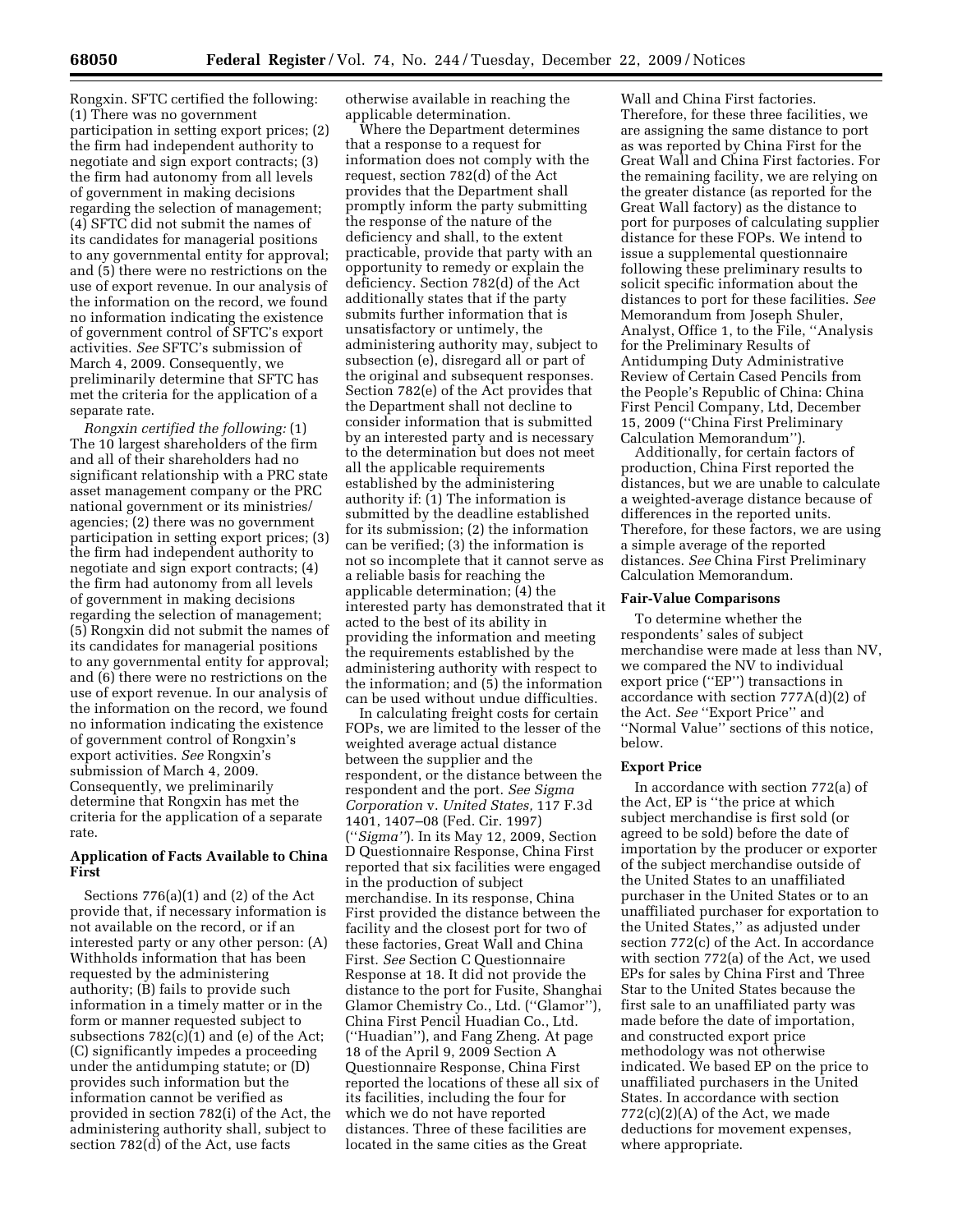Rongxin. SFTC certified the following: (1) There was no government participation in setting export prices; (2) the firm had independent authority to negotiate and sign export contracts; (3) the firm had autonomy from all levels of government in making decisions regarding the selection of management; (4) SFTC did not submit the names of its candidates for managerial positions to any governmental entity for approval; and (5) there were no restrictions on the use of export revenue. In our analysis of the information on the record, we found no information indicating the existence of government control of SFTC's export activities. *See* SFTC's submission of March 4, 2009. Consequently, we preliminarily determine that SFTC has met the criteria for the application of a separate rate.

*Rongxin certified the following:* (1) The 10 largest shareholders of the firm and all of their shareholders had no significant relationship with a PRC state asset management company or the PRC national government or its ministries/agencies; (2) there was no government participation in setting export prices; (3) the firm had independent authority to negotiate and sign export contracts; (4) the firm had autonomy from all levels of government in making decisions regarding the selection of management; (5) Rongxin did not submit the names of its candidates for managerial positions to any governmental entity for approval; and (6) there were no restrictions on the use of export revenue. In our analysis of the information on the record, we found no information indicating the existence of government control of Rongxin's export activities. *See* Rongxin's submission of March 4, 2009. Consequently, we preliminarily determine that Rongxin has met the criteria for the application of a separate rate.

**Application of Facts Available to China First**

Sections 776(a)(1) and (2) of the Act provide that, if necessary information is not available on the record, or if an interested party or any other person: (A) Withholds information that has been requested by the administering authority; (B) fails to provide such information in a timely matter or in the form or manner requested subject to subsections 782(c)(1) and (e) of the Act; (C) significantly impedes a proceeding under the antidumping statute; or (D) provides such information but the information cannot be verified as provided in section 782(i) of the Act, the administering authority shall, subject to section 782(d) of the Act, use facts otherwise available in reaching the applicable determination.

Where the Department determines that a response to a request for information does not comply with the request, section 782(d) of the Act provides that the Department shall promptly inform the party submitting the response of the nature of the deficiency and shall, to the extent practicable, provide that party with an opportunity to remedy or explain the deficiency. Section 782(d) of the Act additionally states that if the party submits further information that is unsatisfactory or untimely, the administering authority may, subject to subsection (e), disregard all or part of the original and subsequent responses. Section 782(e) of the Act provides that the Department shall not decline to consider information that is submitted by an interested party and is necessary to the determination but does not meet all the applicable requirements established by the administering authority if: (1) The information is submitted by the deadline established for its submission; (2) the information can be verified; (3) the information is not so incomplete that it cannot serve as a reliable basis for reaching the applicable determination; (4) the interested party has demonstrated that it acted to the best of its ability in providing the information and meeting the requirements established by the administering authority with respect to the information; and (5) the information can be used without undue difficulties.

In calculating freight costs for certain FOPs, we are limited to the lesser of the weighted average actual distance between the supplier and the respondent, or the distance between the respondent and the port. *See Sigma Corporation* v. *United States,* 117 F.3d 1401, 1407–08 (Fed. Cir. 1997) (''*Sigma''*). In its May 12, 2009, Section D Questionnaire Response, China First reported that six facilities were engaged in the production of subject merchandise. In its response, China First provided the distance between the facility and the closest port for two of these factories, Great Wall and China First. *See* Section C Questionnaire Response at 18. It did not provide the distance to the port for Fusite, Shanghai Glamor Chemistry Co., Ltd. (''Glamor''), China First Pencil Huadian Co., Ltd. (''Huadian''), and Fang Zheng. At page 18 of the April 9, 2009 Section A Questionnaire Response, China First reported the locations of these all six of its facilities, including the four for which we do not have reported distances. Three of these facilities are located in the same cities as the Great Wall and China First factories. Therefore, for these three facilities, we are assigning the same distance to port as was reported by China First for the Great Wall and China First factories. For the remaining facility, we are relying on the greater distance (as reported for the Great Wall factory) as the distance to port for purposes of calculating supplier distance for these FOPs. We intend to issue a supplemental questionnaire following these preliminary results to solicit specific information about the distances to port for these facilities. *See* Memorandum from Joseph Shuler, Analyst, Office 1, to the File, ''Analysis for the Preliminary Results of Antidumping Duty Administrative Review of Certain Cased Pencils from the People's Republic of China: China First Pencil Company, Ltd, December 15, 2009 (''China First Preliminary Calculation Memorandum'').

Additionally, for certain factors of production, China First reported the distances, but we are unable to calculate a weighted-average distance because of differences in the reported units. Therefore, for these factors, we are using a simple average of the reported distances. *See* China First Preliminary Calculation Memorandum.

**Fair-Value Comparisons**

To determine whether the respondents' sales of subject merchandise were made at less than NV, we compared the NV to individual export price (''EP'') transactions in accordance with section 777A(d)(2) of the Act. *See* ''Export Price'' and ''Normal Value'' sections of this notice, below.

**Export Price**

In accordance with section 772(a) of the Act, EP is ''the price at which subject merchandise is first sold (or agreed to be sold) before the date of importation by the producer or exporter of the subject merchandise outside of the United States to an unaffiliated purchaser in the United States or to an unaffiliated purchaser for exportation to the United States,'' as adjusted under section 772(c) of the Act. In accordance with section 772(a) of the Act, we used EPs for sales by China First and Three Star to the United States because the first sale to an unaffiliated party was made before the date of importation, and constructed export price methodology was not otherwise indicated. We based EP on the price to unaffiliated purchasers in the United States. In accordance with section 772(c)(2)(A) of the Act, we made deductions for movement expenses, where appropriate.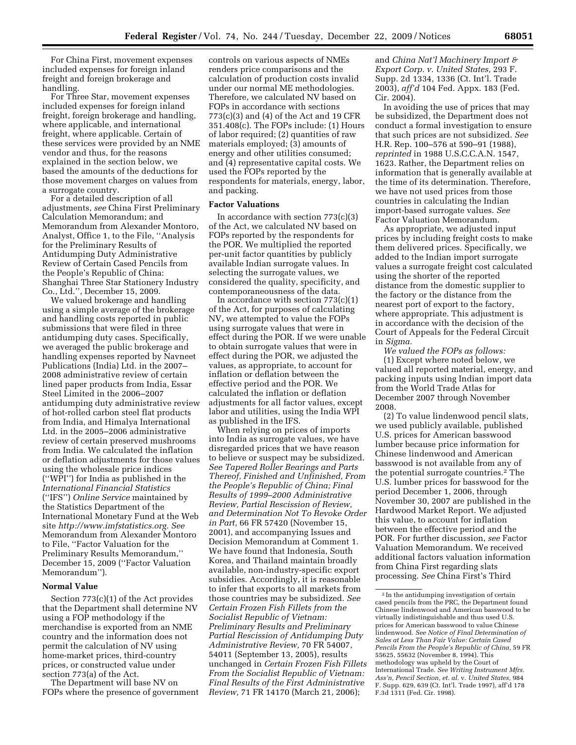For China First, movement expenses included expenses for foreign inland freight and foreign brokerage and handling.

For Three Star, movement expenses included expenses for foreign inland freight, foreign brokerage and handling, where applicable, and international freight, where applicable. Certain of these services were provided by an NME vendor and thus, for the reasons explained in the section below, we based the amounts of the deductions for those movement charges on values from a surrogate country.

For a detailed description of all adjustments, *see* China First Preliminary Calculation Memorandum; and Memorandum from Alexander Montoro, Analyst, Office 1, to the File, ''Analysis for the Preliminary Results of Antidumping Duty Administrative Review of Certain Cased Pencils from the People's Republic of China: Shanghai Three Star Stationery Industry Co., Ltd.'', December 15, 2009.

We valued brokerage and handling using a simple average of the brokerage and handling costs reported in public submissions that were filed in three antidumping duty cases. Specifically, we averaged the public brokerage and handling expenses reported by Navneet Publications (India) Ltd. in the 2007–2008 administrative review of certain lined paper products from India, Essar Steel Limited in the 2006–2007 antidumping duty administrative review of hot-rolled carbon steel flat products from India, and Himalya International Ltd. in the 2005–2006 administrative review of certain preserved mushrooms from India. We calculated the inflation or deflation adjustments for those values using the wholesale price indices (''WPI'') for India as published in the *International Financial Statistics* (''IFS'') *Online Service* maintained by the Statistics Department of the International Monetary Fund at the Web site *http://www.imfstatistics.org*. *See* Memorandum from Alexander Montoro to File, ''Factor Valuation for the Preliminary Results Memorandum,'' December 15, 2009 (''Factor Valuation Memorandum'').

## Normal Value

Section 773(c)(1) of the Act provides that the Department shall determine NV using a FOP methodology if the merchandise is exported from an NME country and the information does not permit the calculation of NV using home-market prices, third-country prices, or constructed value under section 773(a) of the Act.

The Department will base NV on FOPs where the presence of government controls on various aspects of NMEs renders price comparisons and the calculation of production costs invalid under our normal ME methodologies. Therefore, we calculated NV based on FOPs in accordance with sections 773(c)(3) and (4) of the Act and 19 CFR 351.408(c). The FOPs include: (1) Hours of labor required; (2) quantities of raw materials employed; (3) amounts of energy and other utilities consumed; and (4) representative capital costs. We used the FOPs reported by the respondents for materials, energy, labor, and packing.

## Factor Valuations

In accordance with section 773(c)(3) of the Act, we calculated NV based on FOPs reported by the respondents for the POR. We multiplied the reported per-unit factor quantities by publicly available Indian surrogate values. In selecting the surrogate values, we considered the quality, specificity, and contemporaneousness of the data.

In accordance with section 773(c)(1) of the Act, for purposes of calculating NV, we attempted to value the FOPs using surrogate values that were in effect during the POR. If we were unable to obtain surrogate values that were in effect during the POR, we adjusted the values, as appropriate, to account for inflation or deflation between the effective period and the POR. We calculated the inflation or deflation adjustments for all factor values, except labor and utilities, using the India WPI as published in the IFS.

When relying on prices of imports into India as surrogate values, we have disregarded prices that we have reason to believe or suspect may be subsidized. *See Tapered Roller Bearings and Parts Thereof, Finished and Unfinished, From the People's Republic of China; Final Results of 1999–2000 Administrative Review, Partial Rescission of Review, and Determination Not To Revoke Order in Part,* 66 FR 57420 (November 15, 2001), and accompanying Issues and Decision Memorandum at Comment 1. We have found that Indonesia, South Korea, and Thailand maintain broadly available, non-industry-specific export subsidies. Accordingly, it is reasonable to infer that exports to all markets from those countries may be subsidized. *See Certain Frozen Fish Fillets from the Socialist Republic of Vietnam: Preliminary Results and Preliminary Partial Rescission of Antidumping Duty Administrative Review,* 70 FR 54007, 54011 (September 13, 2005), results unchanged in *Certain Frozen Fish Fillets From the Socialist Republic of Vietnam: Final Results of the First Administrative Review,* 71 FR 14170 (March 21, 2006); and *China Nat'l Machinery Import & Export Corp. v. United States,* 293 F. Supp. 2d 1334, 1336 (Ct. Int'l. Trade 2003), *aff'd* 104 Fed. Appx. 183 (Fed. Cir. 2004).

In avoiding the use of prices that may be subsidized, the Department does not conduct a formal investigation to ensure that such prices are not subsidized. *See* H.R. Rep. 100–576 at 590–91 (1988), *reprinted* in 1988 U.S.C.C.A.N. 1547, 1623. Rather, the Department relies on information that is generally available at the time of its determination. Therefore, we have not used prices from those countries in calculating the Indian import-based surrogate values. *See* Factor Valuation Memorandum.

As appropriate, we adjusted input prices by including freight costs to make them delivered prices. Specifically, we added to the Indian import surrogate values a surrogate freight cost calculated using the shorter of the reported distance from the domestic supplier to the factory or the distance from the nearest port of export to the factory, where appropriate. This adjustment is in accordance with the decision of the Court of Appeals for the Federal Circuit in *Sigma*.

*We valued the FOPs as follows:*

(1) Except where noted below, we valued all reported material, energy, and packing inputs using Indian import data from the World Trade Atlas for December 2007 through November 2008.

(2) To value lindenwood pencil slats, we used publicly available, published U.S. prices for American basswood lumber because price information for Chinese lindenwood and American basswood is not available from any of the potential surrogate countries.[2] The U.S. lumber prices for basswood for the period December 1, 2006, through November 30, 2007 are published in the Hardwood Market Report. We adjusted this value, to account for inflation between the effective period and the POR. For further discussion, *see* Factor Valuation Memorandum. We received additional factors valuation information from China First regarding slats processing. *See* China First's Third

[2] In the antidumping investigation of certain cased pencils from the PRC, the Department found Chinese lindenwood and American basswood to be virtually indistinguishable and thus used U.S. prices for American basswood to value Chinese lindenwood. *See Notice of Final Determination of Sales at Less Than Fair Value: Certain Cased Pencils From the People's Republic of China,* 59 FR 55625, 55632 (November 8, 1994). This methodology was upheld by the Court of International Trade. *See Writing Instrument Mfrs. Ass'n, Pencil Section, et. al.* v. *United States,* 984 F. Supp. 629, 639 (Ct. Int'l. Trade 1997), aff'd 178 F.3d 1311 (Fed. Cir. 1998).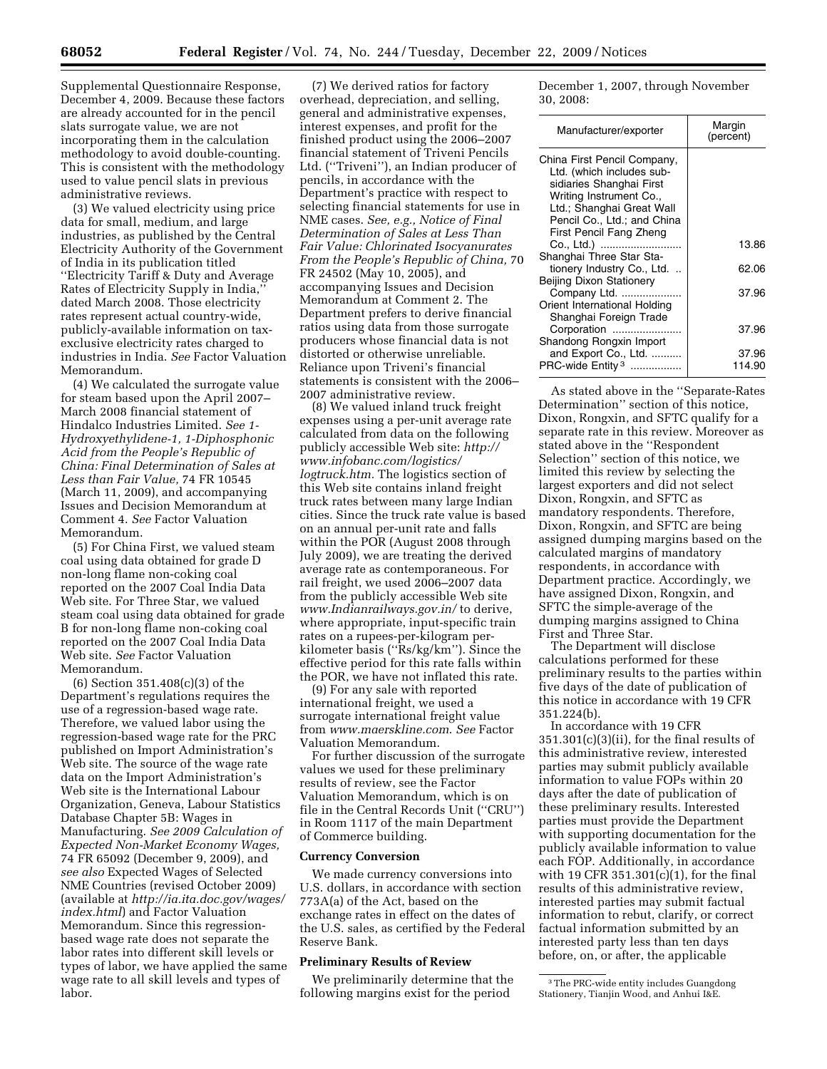Supplemental Questionnaire Response, December 4, 2009. Because these factors are already accounted for in the pencil slats surrogate value, we are not incorporating them in the calculation methodology to avoid double-counting. This is consistent with the methodology used to value pencil slats in previous administrative reviews.

(3) We valued electricity using price data for small, medium, and large industries, as published by the Central Electricity Authority of the Government of India in its publication titled ''Electricity Tariff & Duty and Average Rates of Electricity Supply in India,'' dated March 2008. Those electricity rates represent actual country-wide, publicly-available information on tax-exclusive electricity rates charged to industries in India. *See* Factor Valuation Memorandum.

(4) We calculated the surrogate value for steam based upon the April 2007–March 2008 financial statement of Hindalco Industries Limited. *See 1-Hydroxyethylidene-1, 1-Diphosphonic Acid from the People's Republic of China: Final Determination of Sales at Less than Fair Value,* 74 FR 10545 (March 11, 2009), and accompanying Issues and Decision Memorandum at Comment 4. *See* Factor Valuation Memorandum.

(5) For China First, we valued steam coal using data obtained for grade D non-long flame non-coking coal reported on the 2007 Coal India Data Web site. For Three Star, we valued steam coal using data obtained for grade B for non-long flame non-coking coal reported on the 2007 Coal India Data Web site. *See* Factor Valuation Memorandum.

(6) Section 351.408(c)(3) of the Department's regulations requires the use of a regression-based wage rate. Therefore, we valued labor using the regression-based wage rate for the PRC published on Import Administration's Web site. The source of the wage rate data on the Import Administration's Web site is the International Labour Organization, Geneva, Labour Statistics Database Chapter 5B: Wages in Manufacturing. *See 2009 Calculation of Expected Non-Market Economy Wages,* 74 FR 65092 (December 9, 2009), and *see also* Expected Wages of Selected NME Countries (revised October 2009) (available at *http://ia.ita.doc.gov/wages/index.html*) and Factor Valuation Memorandum. Since this regression-based wage rate does not separate the labor rates into different skill levels or types of labor, we have applied the same wage rate to all skill levels and types of labor.

(7) We derived ratios for factory overhead, depreciation, and selling, general and administrative expenses, interest expenses, and profit for the finished product using the 2006–2007 financial statement of Triveni Pencils Ltd. (''Triveni''), an Indian producer of pencils, in accordance with the Department's practice with respect to selecting financial statements for use in NME cases. *See, e.g., Notice of Final Determination of Sales at Less Than Fair Value: Chlorinated Isocyanurates From the People's Republic of China,* 70 FR 24502 (May 10, 2005), and accompanying Issues and Decision Memorandum at Comment 2. The Department prefers to derive financial ratios using data from those surrogate producers whose financial data is not distorted or otherwise unreliable. Reliance upon Triveni's financial statements is consistent with the 2006–2007 administrative review.

(8) We valued inland truck freight expenses using a per-unit average rate calculated from data on the following publicly accessible Web site: *http://www.infobanc.com/logistics/logtruck.htm*. The logistics section of this Web site contains inland freight truck rates between many large Indian cities. Since the truck rate value is based on an annual per-unit rate and falls within the POR (August 2008 through July 2009), we are treating the derived average rate as contemporaneous. For rail freight, we used 2006–2007 data from the publicly accessible Web site *www.Indianrailways.gov.in/* to derive, where appropriate, input-specific train rates on a rupees-per-kilogram per-kilometer basis (''Rs/kg/km''). Since the effective period for this rate falls within the POR, we have not inflated this rate.

(9) For any sale with reported international freight, we used a surrogate international freight value from *www.maerskline.com*. *See* Factor Valuation Memorandum.

For further discussion of the surrogate values we used for these preliminary results of review, see the Factor Valuation Memorandum, which is on file in the Central Records Unit (''CRU'') in Room 1117 of the main Department of Commerce building.

## Currency Conversion

We made currency conversions into U.S. dollars, in accordance with section 773A(a) of the Act, based on the exchange rates in effect on the dates of the U.S. sales, as certified by the Federal Reserve Bank.

## Preliminary Results of Review

We preliminarily determine that the following margins exist for the period December 1, 2007, through November 30, 2008:

| Manufacturer/exporter | Margin (percent) |
|---|---|
| China First Pencil Company, Ltd. (which includes subsidiaries Shanghai First Writing Instrument Co., Ltd.; Shanghai Great Wall Pencil Co., Ltd.; and China First Pencil Fang Zheng Co., Ltd.) | 13.86 |
| Shanghai Three Star Stationery Industry Co., Ltd. | 62.06 |
| Beijing Dixon Stationery Company Ltd. | 37.96 |
| Orient International Holding Shanghai Foreign Trade Corporation | 37.96 |
| Shandong Rongxin Import and Export Co., Ltd. | 37.96 |
| PRC-wide Entity [3] | 114.90 |

As stated above in the ''Separate-Rates Determination'' section of this notice, Dixon, Rongxin, and SFTC qualify for a separate rate in this review. Moreover as stated above in the ''Respondent Selection'' section of this notice, we limited this review by selecting the largest exporters and did not select Dixon, Rongxin, and SFTC as mandatory respondents. Therefore, Dixon, Rongxin, and SFTC are being assigned dumping margins based on the calculated margins of mandatory respondents, in accordance with Department practice. Accordingly, we have assigned Dixon, Rongxin, and SFTC the simple-average of the dumping margins assigned to China First and Three Star.

The Department will disclose calculations performed for these preliminary results to the parties within five days of the date of publication of this notice in accordance with 19 CFR 351.224(b).

In accordance with 19 CFR 351.301(c)(3)(ii), for the final results of this administrative review, interested parties may submit publicly available information to value FOPs within 20 days after the date of publication of these preliminary results. Interested parties must provide the Department with supporting documentation for the publicly available information to value each FOP. Additionally, in accordance with 19 CFR 351.301(c)(1), for the final results of this administrative review, interested parties may submit factual information to rebut, clarify, or correct factual information submitted by an interested party less than ten days before, on, or after, the applicable

[3] The PRC-wide entity includes Guangdong Stationery, Tianjin Wood, and Anhui I&E.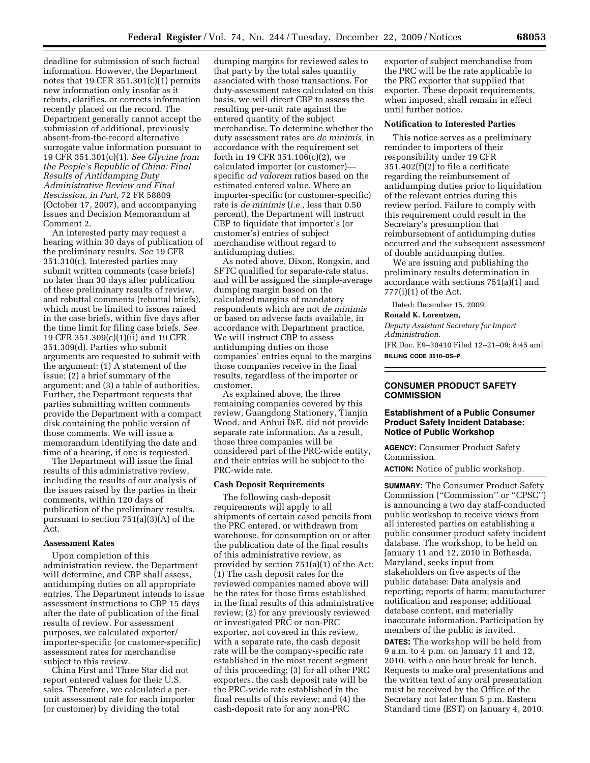deadline for submission of such factual information. However, the Department notes that 19 CFR 351.301(c)(1) permits new information only insofar as it rebuts, clarifies, or corrects information recently placed on the record. The Department generally cannot accept the submission of additional, previously absent-from-the-record alternative surrogate value information pursuant to 19 CFR 351.301(c)(1). *See Glycine from the People's Republic of China: Final Results of Antidumping Duty Administrative Review and Final Rescission, in Part,* 72 FR 58809 (October 17, 2007), and accompanying Issues and Decision Memorandum at Comment 2.

An interested party may request a hearing within 30 days of publication of the preliminary results. *See* 19 CFR 351.310(c). Interested parties may submit written comments (case briefs) no later than 30 days after publication of these preliminary results of review, and rebuttal comments (rebuttal briefs), which must be limited to issues raised in the case briefs, within five days after the time limit for filing case briefs. *See* 19 CFR 351.309(c)(1)(ii) and 19 CFR 351.309(d). Parties who submit arguments are requested to submit with the argument: (1) A statement of the issue; (2) a brief summary of the argument; and (3) a table of authorities. Further, the Department requests that parties submitting written comments provide the Department with a compact disk containing the public version of those comments. We will issue a memorandum identifying the date and time of a hearing, if one is requested.

The Department will issue the final results of this administrative review, including the results of our analysis of the issues raised by the parties in their comments, within 120 days of publication of the preliminary results, pursuant to section 751(a)(3)(A) of the Act.

**Assessment Rates**

Upon completion of this administration review, the Department will determine, and CBP shall assess, antidumping duties on all appropriate entries. The Department intends to issue assessment instructions to CBP 15 days after the date of publication of the final results of review. For assessment purposes, we calculated exporter/importer-specific (or customer-specific) assessment rates for merchandise subject to this review.

China First and Three Star did not report entered values for their U.S. sales. Therefore, we calculated a per-unit assessment rate for each importer (or customer) by dividing the total dumping margins for reviewed sales to that party by the total sales quantity associated with those transactions. For duty-assessment rates calculated on this basis, we will direct CBP to assess the resulting per-unit rate against the entered quantity of the subject merchandise. To determine whether the duty assessment rates are *de minimis,* in accordance with the requirement set forth in 19 CFR 351.106(c)(2), we calculated importer (or customer)—specific *ad valorem* ratios based on the estimated entered value. Where an importer-specific (or customer-specific) rate is *de minimis* (*i.e.,* less than 0.50 percent), the Department will instruct CBP to liquidate that importer's (or customer's) entries of subject merchandise without regard to antidumping duties.

As noted above, Dixon, Rongxin, and SFTC qualified for separate-rate status, and will be assigned the simple-average dumping margin based on the calculated margins of mandatory respondents which are not *de minimis* or based on adverse facts available, in accordance with Department practice. We will instruct CBP to assess antidumping duties on those companies' entries equal to the margins those companies receive in the final results, regardless of the importer or customer.

As explained above, the three remaining companies covered by this review, Guangdong Stationery, Tianjin Wood, and Anhui I&E, did not provide separate rate information. As a result, those three companies will be considered part of the PRC-wide entity, and their entries will be subject to the PRC-wide rate.

**Cash Deposit Requirements**

The following cash-deposit requirements will apply to all shipments of certain cased pencils from the PRC entered, or withdrawn from warehouse, for consumption on or after the publication date of the final results of this administrative review, as provided by section 751(a)(1) of the Act: (1) The cash deposit rates for the reviewed companies named above will be the rates for those firms established in the final results of this administrative review; (2) for any previously reviewed or investigated PRC or non-PRC exporter, not covered in this review, with a separate rate, the cash deposit rate will be the company-specific rate established in the most recent segment of this proceeding; (3) for all other PRC exporters, the cash deposit rate will be the PRC-wide rate established in the final results of this review; and (4) the cash-deposit rate for any non-PRC exporter of subject merchandise from the PRC will be the rate applicable to the PRC exporter that supplied that exporter. These deposit requirements, when imposed, shall remain in effect until further notice.

**Notification to Interested Parties**

This notice serves as a preliminary reminder to importers of their responsibility under 19 CFR 351.402(f)(2) to file a certificate regarding the reimbursement of antidumping duties prior to liquidation of the relevant entries during this review period. Failure to comply with this requirement could result in the Secretary's presumption that reimbursement of antidumping duties occurred and the subsequent assessment of double antidumping duties.

We are issuing and publishing the preliminary results determination in accordance with sections 751(a)(1) and 777(i)(1) of the Act.

Dated: December 15, 2009.

**Ronald K. Lorentzen,**

*Deputy Assistant Secretary for Import Administration.*

[FR Doc. E9–30410 Filed 12–21–09; 8:45 am]

**BILLING CODE 3510–DS–P**

## CONSUMER PRODUCT SAFETY COMMISSION

### Establishment of a Public Consumer Product Safety Incident Database: Notice of Public Workshop

**AGENCY:** Consumer Product Safety Commission.

**ACTION:** Notice of public workshop.

**SUMMARY:** The Consumer Product Safety Commission (''Commission'' or ''CPSC'') is announcing a two day staff-conducted public workshop to receive views from all interested parties on establishing a public consumer product safety incident database. The workshop, to be held on January 11 and 12, 2010 in Bethesda, Maryland, seeks input from stakeholders on five aspects of the public database: Data analysis and reporting; reports of harm; manufacturer notification and response; additional database content, and materially inaccurate information. Participation by members of the public is invited.

**DATES:** The workshop will be held from 9 a.m. to 4 p.m. on January 11 and 12, 2010, with a one hour break for lunch. Requests to make oral presentations and the written text of any oral presentation must be received by the Office of the Secretary not later than 5 p.m. Eastern Standard time (EST) on January 4, 2010.